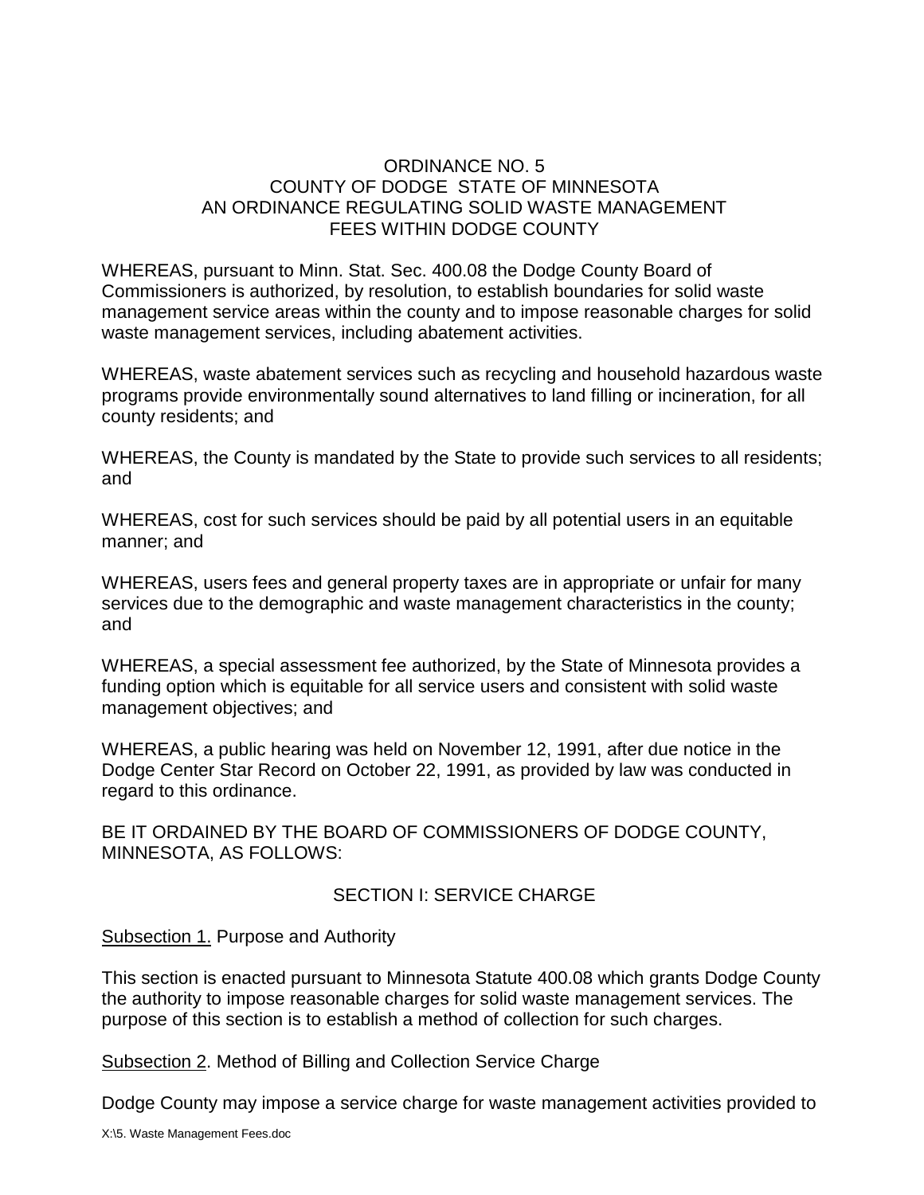# ORDINANCE NO. 5
# COUNTY OF DODGE STATE OF MINNESOTA
# AN ORDINANCE REGULATING SOLID WASTE MANAGEMENT FEES WITHIN DODGE COUNTY

WHEREAS, pursuant to Minn. Stat. Sec. 400.08 the Dodge County Board of Commissioners is authorized, by resolution, to establish boundaries for solid waste management service areas within the county and to impose reasonable charges for solid waste management services, including abatement activities.

WHEREAS, waste abatement services such as recycling and household hazardous waste programs provide environmentally sound alternatives to land filling or incineration, for all county residents; and

WHEREAS, the County is mandated by the State to provide such services to all residents; and

WHEREAS, cost for such services should be paid by all potential users in an equitable manner; and

WHEREAS, users fees and general property taxes are in appropriate or unfair for many services due to the demographic and waste management characteristics in the county; and

WHEREAS, a special assessment fee authorized, by the State of Minnesota provides a funding option which is equitable for all service users and consistent with solid waste management objectives; and

WHEREAS, a public hearing was held on November 12, 1991, after due notice in the Dodge Center Star Record on October 22, 1991, as provided by law was conducted in regard to this ordinance.

BE IT ORDAINED BY THE BOARD OF COMMISSIONERS OF DODGE COUNTY, MINNESOTA, AS FOLLOWS:

## SECTION I: SERVICE CHARGE

Subsection 1. Purpose and Authority

This section is enacted pursuant to Minnesota Statute 400.08 which grants Dodge County the authority to impose reasonable charges for solid waste management services. The purpose of this section is to establish a method of collection for such charges.

Subsection 2. Method of Billing and Collection Service Charge

Dodge County may impose a service charge for waste management activities provided to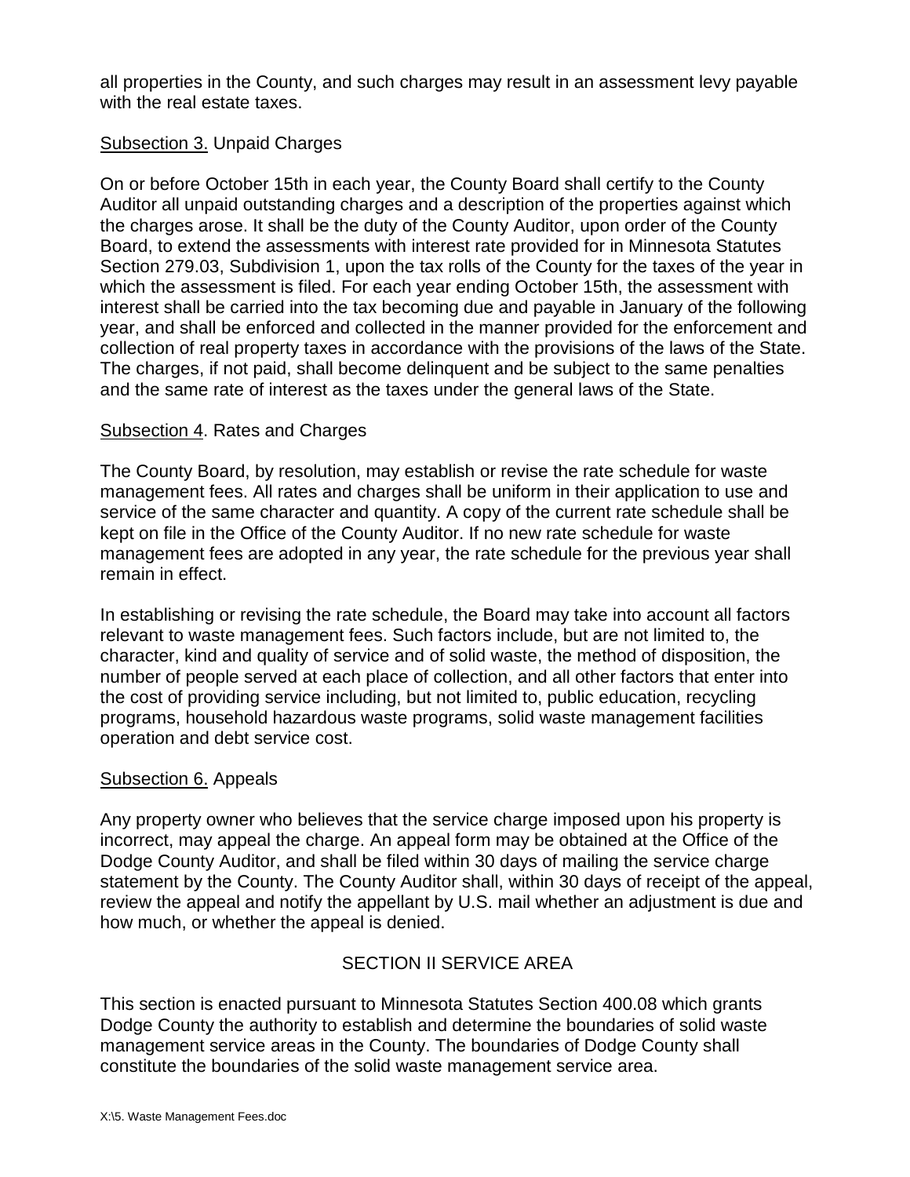all properties in the County, and such charges may result in an assessment levy payable with the real estate taxes.

<u>Subsection 3.</u> Unpaid Charges

On or before October 15th in each year, the County Board shall certify to the County Auditor all unpaid outstanding charges and a description of the properties against which the charges arose. It shall be the duty of the County Auditor, upon order of the County Board, to extend the assessments with interest rate provided for in Minnesota Statutes Section 279.03, Subdivision 1, upon the tax rolls of the County for the taxes of the year in which the assessment is filed. For each year ending October 15th, the assessment with interest shall be carried into the tax becoming due and payable in January of the following year, and shall be enforced and collected in the manner provided for the enforcement and collection of real property taxes in accordance with the provisions of the laws of the State. The charges, if not paid, shall become delinquent and be subject to the same penalties and the same rate of interest as the taxes under the general laws of the State.

<u>Subsection 4</u>. Rates and Charges

The County Board, by resolution, may establish or revise the rate schedule for waste management fees. All rates and charges shall be uniform in their application to use and service of the same character and quantity. A copy of the current rate schedule shall be kept on file in the Office of the County Auditor. If no new rate schedule for waste management fees are adopted in any year, the rate schedule for the previous year shall remain in effect.

In establishing or revising the rate schedule, the Board may take into account all factors relevant to waste management fees. Such factors include, but are not limited to, the character, kind and quality of service and of solid waste, the method of disposition, the number of people served at each place of collection, and all other factors that enter into the cost of providing service including, but not limited to, public education, recycling programs, household hazardous waste programs, solid waste management facilities operation and debt service cost.

<u>Subsection 6.</u> Appeals

Any property owner who believes that the service charge imposed upon his property is incorrect, may appeal the charge. An appeal form may be obtained at the Office of the Dodge County Auditor, and shall be filed within 30 days of mailing the service charge statement by the County. The County Auditor shall, within 30 days of receipt of the appeal, review the appeal and notify the appellant by U.S. mail whether an adjustment is due and how much, or whether the appeal is denied.

## SECTION II SERVICE AREA

This section is enacted pursuant to Minnesota Statutes Section 400.08 which grants Dodge County the authority to establish and determine the boundaries of solid waste management service areas in the County. The boundaries of Dodge County shall constitute the boundaries of the solid waste management service area.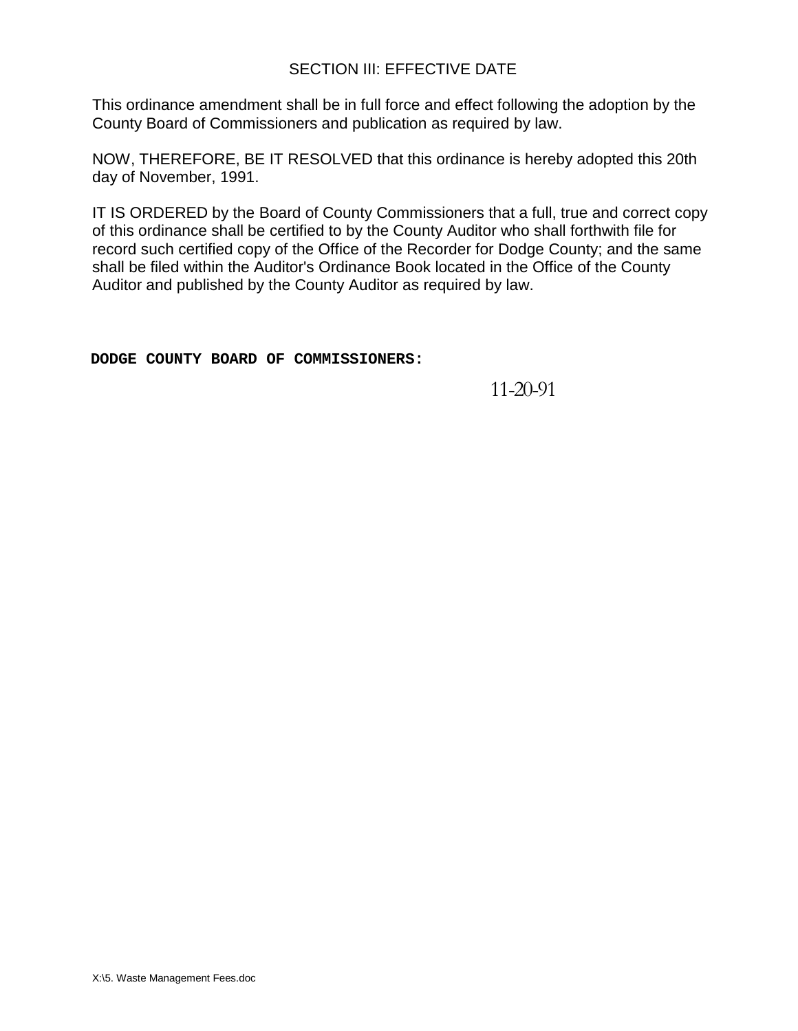## SECTION III: EFFECTIVE DATE

This ordinance amendment shall be in full force and effect following the adoption by the County Board of Commissioners and publication as required by law.

NOW, THEREFORE, BE IT RESOLVED that this ordinance is hereby adopted this 20th day of November, 1991.

IT IS ORDERED by the Board of County Commissioners that a full, true and correct copy of this ordinance shall be certified to by the County Auditor who shall forthwith file for record such certified copy of the Office of the Recorder for Dodge County; and the same shall be filed within the Auditor's Ordinance Book located in the Office of the County Auditor and published by the County Auditor as required by law.

**DODGE COUNTY BOARD OF COMMISSIONERS:**

11-20-91

X:\5. Waste Management Fees.doc